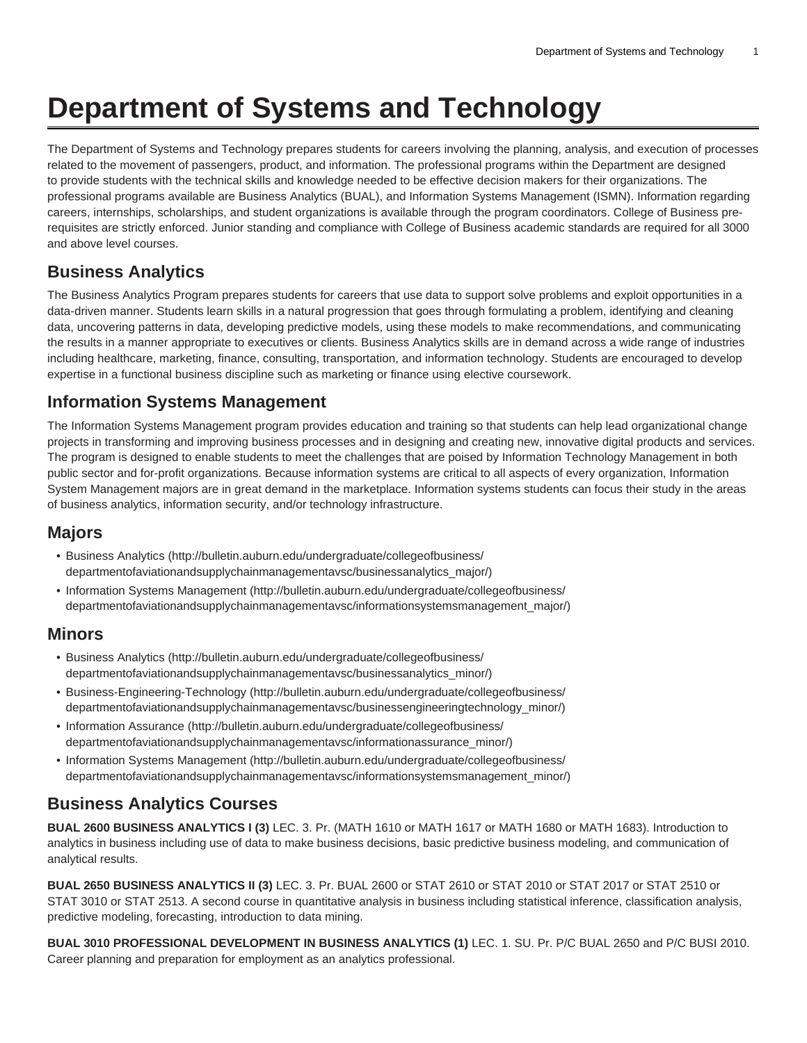# Department of Systems and Technology

The Department of Systems and Technology prepares students for careers involving the planning, analysis, and execution of processes related to the movement of passengers, product, and information. The professional programs within the Department are designed to provide students with the technical skills and knowledge needed to be effective decision makers for their organizations. The professional programs available are Business Analytics (BUAL), and Information Systems Management (ISMN). Information regarding careers, internships, scholarships, and student organizations is available through the program coordinators. College of Business pre-requisites are strictly enforced. Junior standing and compliance with College of Business academic standards are required for all 3000 and above level courses.

## Business Analytics

The Business Analytics Program prepares students for careers that use data to support solve problems and exploit opportunities in a data-driven manner. Students learn skills in a natural progression that goes through formulating a problem, identifying and cleaning data, uncovering patterns in data, developing predictive models, using these models to make recommendations, and communicating the results in a manner appropriate to executives or clients. Business Analytics skills are in demand across a wide range of industries including healthcare, marketing, finance, consulting, transportation, and information technology. Students are encouraged to develop expertise in a functional business discipline such as marketing or finance using elective coursework.

## Information Systems Management

The Information Systems Management program provides education and training so that students can help lead organizational change projects in transforming and improving business processes and in designing and creating new, innovative digital products and services. The program is designed to enable students to meet the challenges that are poised by Information Technology Management in both public sector and for-profit organizations. Because information systems are critical to all aspects of every organization, Information System Management majors are in great demand in the marketplace. Information systems students can focus their study in the areas of business analytics, information security, and/or technology infrastructure.

## Majors

- Business Analytics (http://bulletin.auburn.edu/undergraduate/collegeofbusiness/departmentofaviationandsupplychainmanagementavsc/businessanalytics_major/)
- Information Systems Management (http://bulletin.auburn.edu/undergraduate/collegeofbusiness/departmentofaviationandsupplychainmanagementavsc/informationsystemsmanagement_major/)

## Minors

- Business Analytics (http://bulletin.auburn.edu/undergraduate/collegeofbusiness/departmentofaviationandsupplychainmanagementavsc/businessanalytics_minor/)
- Business-Engineering-Technology (http://bulletin.auburn.edu/undergraduate/collegeofbusiness/departmentofaviationandsupplychainmanagementavsc/businessengineeringtechnology_minor/)
- Information Assurance (http://bulletin.auburn.edu/undergraduate/collegeofbusiness/departmentofaviationandsupplychainmanagementavsc/informationassurance_minor/)
- Information Systems Management (http://bulletin.auburn.edu/undergraduate/collegeofbusiness/departmentofaviationandsupplychainmanagementavsc/informationsystemsmanagement_minor/)

## Business Analytics Courses

**BUAL 2600 BUSINESS ANALYTICS I (3)** LEC. 3. Pr. (MATH 1610 or MATH 1617 or MATH 1680 or MATH 1683). Introduction to analytics in business including use of data to make business decisions, basic predictive business modeling, and communication of analytical results.

**BUAL 2650 BUSINESS ANALYTICS II (3)** LEC. 3. Pr. BUAL 2600 or STAT 2610 or STAT 2010 or STAT 2017 or STAT 2510 or STAT 3010 or STAT 2513. A second course in quantitative analysis in business including statistical inference, classification analysis, predictive modeling, forecasting, introduction to data mining.

**BUAL 3010 PROFESSIONAL DEVELOPMENT IN BUSINESS ANALYTICS (1)** LEC. 1. SU. Pr. P/C BUAL 2650 and P/C BUSI 2010. Career planning and preparation for employment as an analytics professional.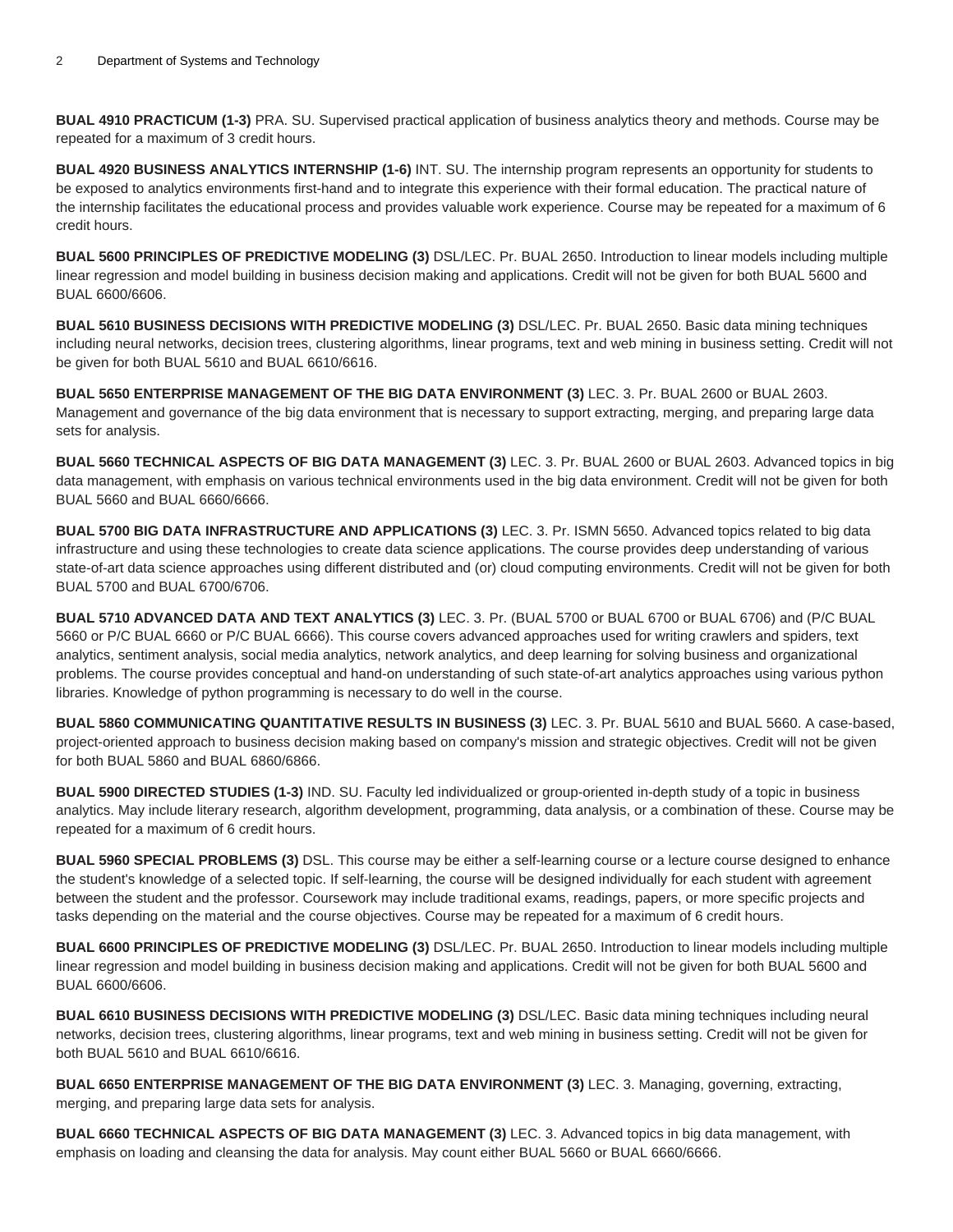**BUAL 4910 PRACTICUM (1-3)** PRA. SU. Supervised practical application of business analytics theory and methods. Course may be repeated for a maximum of 3 credit hours.

**BUAL 4920 BUSINESS ANALYTICS INTERNSHIP (1-6)** INT. SU. The internship program represents an opportunity for students to be exposed to analytics environments first-hand and to integrate this experience with their formal education. The practical nature of the internship facilitates the educational process and provides valuable work experience. Course may be repeated for a maximum of 6 credit hours.

**BUAL 5600 PRINCIPLES OF PREDICTIVE MODELING (3)** DSL/LEC. Pr. BUAL 2650. Introduction to linear models including multiple linear regression and model building in business decision making and applications. Credit will not be given for both BUAL 5600 and BUAL 6600/6606.

**BUAL 5610 BUSINESS DECISIONS WITH PREDICTIVE MODELING (3)** DSL/LEC. Pr. BUAL 2650. Basic data mining techniques including neural networks, decision trees, clustering algorithms, linear programs, text and web mining in business setting. Credit will not be given for both BUAL 5610 and BUAL 6610/6616.

**BUAL 5650 ENTERPRISE MANAGEMENT OF THE BIG DATA ENVIRONMENT (3)** LEC. 3. Pr. BUAL 2600 or BUAL 2603. Management and governance of the big data environment that is necessary to support extracting, merging, and preparing large data sets for analysis.

**BUAL 5660 TECHNICAL ASPECTS OF BIG DATA MANAGEMENT (3)** LEC. 3. Pr. BUAL 2600 or BUAL 2603. Advanced topics in big data management, with emphasis on various technical environments used in the big data environment. Credit will not be given for both BUAL 5660 and BUAL 6660/6666.

**BUAL 5700 BIG DATA INFRASTRUCTURE AND APPLICATIONS (3)** LEC. 3. Pr. ISMN 5650. Advanced topics related to big data infrastructure and using these technologies to create data science applications. The course provides deep understanding of various state-of-art data science approaches using different distributed and (or) cloud computing environments. Credit will not be given for both BUAL 5700 and BUAL 6700/6706.

**BUAL 5710 ADVANCED DATA AND TEXT ANALYTICS (3)** LEC. 3. Pr. (BUAL 5700 or BUAL 6700 or BUAL 6706) and (P/C BUAL 5660 or P/C BUAL 6660 or P/C BUAL 6666). This course covers advanced approaches used for writing crawlers and spiders, text analytics, sentiment analysis, social media analytics, network analytics, and deep learning for solving business and organizational problems. The course provides conceptual and hand-on understanding of such state-of-art analytics approaches using various python libraries. Knowledge of python programming is necessary to do well in the course.

**BUAL 5860 COMMUNICATING QUANTITATIVE RESULTS IN BUSINESS (3)** LEC. 3. Pr. BUAL 5610 and BUAL 5660. A case-based, project-oriented approach to business decision making based on company's mission and strategic objectives. Credit will not be given for both BUAL 5860 and BUAL 6860/6866.

**BUAL 5900 DIRECTED STUDIES (1-3)** IND. SU. Faculty led individualized or group-oriented in-depth study of a topic in business analytics. May include literary research, algorithm development, programming, data analysis, or a combination of these. Course may be repeated for a maximum of 6 credit hours.

**BUAL 5960 SPECIAL PROBLEMS (3)** DSL. This course may be either a self-learning course or a lecture course designed to enhance the student's knowledge of a selected topic. If self-learning, the course will be designed individually for each student with agreement between the student and the professor. Coursework may include traditional exams, readings, papers, or more specific projects and tasks depending on the material and the course objectives. Course may be repeated for a maximum of 6 credit hours.

**BUAL 6600 PRINCIPLES OF PREDICTIVE MODELING (3)** DSL/LEC. Pr. BUAL 2650. Introduction to linear models including multiple linear regression and model building in business decision making and applications. Credit will not be given for both BUAL 5600 and BUAL 6600/6606.

**BUAL 6610 BUSINESS DECISIONS WITH PREDICTIVE MODELING (3)** DSL/LEC. Basic data mining techniques including neural networks, decision trees, clustering algorithms, linear programs, text and web mining in business setting. Credit will not be given for both BUAL 5610 and BUAL 6610/6616.

**BUAL 6650 ENTERPRISE MANAGEMENT OF THE BIG DATA ENVIRONMENT (3)** LEC. 3. Managing, governing, extracting, merging, and preparing large data sets for analysis.

**BUAL 6660 TECHNICAL ASPECTS OF BIG DATA MANAGEMENT (3)** LEC. 3. Advanced topics in big data management, with emphasis on loading and cleansing the data for analysis. May count either BUAL 5660 or BUAL 6660/6666.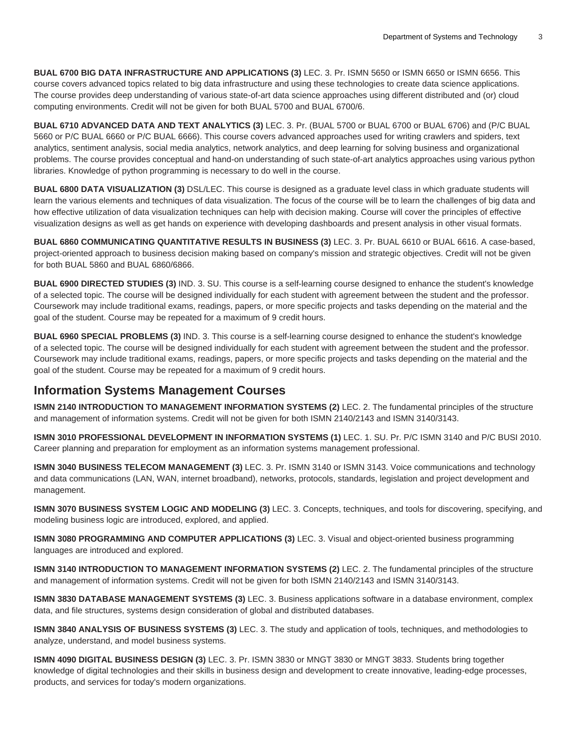**BUAL 6700 BIG DATA INFRASTRUCTURE AND APPLICATIONS (3)** LEC. 3. Pr. ISMN 5650 or ISMN 6650 or ISMN 6656. This course covers advanced topics related to big data infrastructure and using these technologies to create data science applications. The course provides deep understanding of various state-of-art data science approaches using different distributed and (or) cloud computing environments. Credit will not be given for both BUAL 5700 and BUAL 6700/6.

**BUAL 6710 ADVANCED DATA AND TEXT ANALYTICS (3)** LEC. 3. Pr. (BUAL 5700 or BUAL 6700 or BUAL 6706) and (P/C BUAL 5660 or P/C BUAL 6660 or P/C BUAL 6666). This course covers advanced approaches used for writing crawlers and spiders, text analytics, sentiment analysis, social media analytics, network analytics, and deep learning for solving business and organizational problems. The course provides conceptual and hand-on understanding of such state-of-art analytics approaches using various python libraries. Knowledge of python programming is necessary to do well in the course.

**BUAL 6800 DATA VISUALIZATION (3)** DSL/LEC. This course is designed as a graduate level class in which graduate students will learn the various elements and techniques of data visualization. The focus of the course will be to learn the challenges of big data and how effective utilization of data visualization techniques can help with decision making. Course will cover the principles of effective visualization designs as well as get hands on experience with developing dashboards and present analysis in other visual formats.

**BUAL 6860 COMMUNICATING QUANTITATIVE RESULTS IN BUSINESS (3)** LEC. 3. Pr. BUAL 6610 or BUAL 6616. A case-based, project-oriented approach to business decision making based on company's mission and strategic objectives. Credit will not be given for both BUAL 5860 and BUAL 6860/6866.

**BUAL 6900 DIRECTED STUDIES (3)** IND. 3. SU. This course is a self-learning course designed to enhance the student's knowledge of a selected topic. The course will be designed individually for each student with agreement between the student and the professor. Coursework may include traditional exams, readings, papers, or more specific projects and tasks depending on the material and the goal of the student. Course may be repeated for a maximum of 9 credit hours.

**BUAL 6960 SPECIAL PROBLEMS (3)** IND. 3. This course is a self-learning course designed to enhance the student's knowledge of a selected topic. The course will be designed individually for each student with agreement between the student and the professor. Coursework may include traditional exams, readings, papers, or more specific projects and tasks depending on the material and the goal of the student. Course may be repeated for a maximum of 9 credit hours.

## Information Systems Management Courses

**ISMN 2140 INTRODUCTION TO MANAGEMENT INFORMATION SYSTEMS (2)** LEC. 2. The fundamental principles of the structure and management of information systems. Credit will not be given for both ISMN 2140/2143 and ISMN 3140/3143.

**ISMN 3010 PROFESSIONAL DEVELOPMENT IN INFORMATION SYSTEMS (1)** LEC. 1. SU. Pr. P/C ISMN 3140 and P/C BUSI 2010. Career planning and preparation for employment as an information systems management professional.

**ISMN 3040 BUSINESS TELECOM MANAGEMENT (3)** LEC. 3. Pr. ISMN 3140 or ISMN 3143. Voice communications and technology and data communications (LAN, WAN, internet broadband), networks, protocols, standards, legislation and project development and management.

**ISMN 3070 BUSINESS SYSTEM LOGIC AND MODELING (3)** LEC. 3. Concepts, techniques, and tools for discovering, specifying, and modeling business logic are introduced, explored, and applied.

**ISMN 3080 PROGRAMMING AND COMPUTER APPLICATIONS (3)** LEC. 3. Visual and object-oriented business programming languages are introduced and explored.

**ISMN 3140 INTRODUCTION TO MANAGEMENT INFORMATION SYSTEMS (2)** LEC. 2. The fundamental principles of the structure and management of information systems. Credit will not be given for both ISMN 2140/2143 and ISMN 3140/3143.

**ISMN 3830 DATABASE MANAGEMENT SYSTEMS (3)** LEC. 3. Business applications software in a database environment, complex data, and file structures, systems design consideration of global and distributed databases.

**ISMN 3840 ANALYSIS OF BUSINESS SYSTEMS (3)** LEC. 3. The study and application of tools, techniques, and methodologies to analyze, understand, and model business systems.

**ISMN 4090 DIGITAL BUSINESS DESIGN (3)** LEC. 3. Pr. ISMN 3830 or MNGT 3830 or MNGT 3833. Students bring together knowledge of digital technologies and their skills in business design and development to create innovative, leading-edge processes, products, and services for today's modern organizations.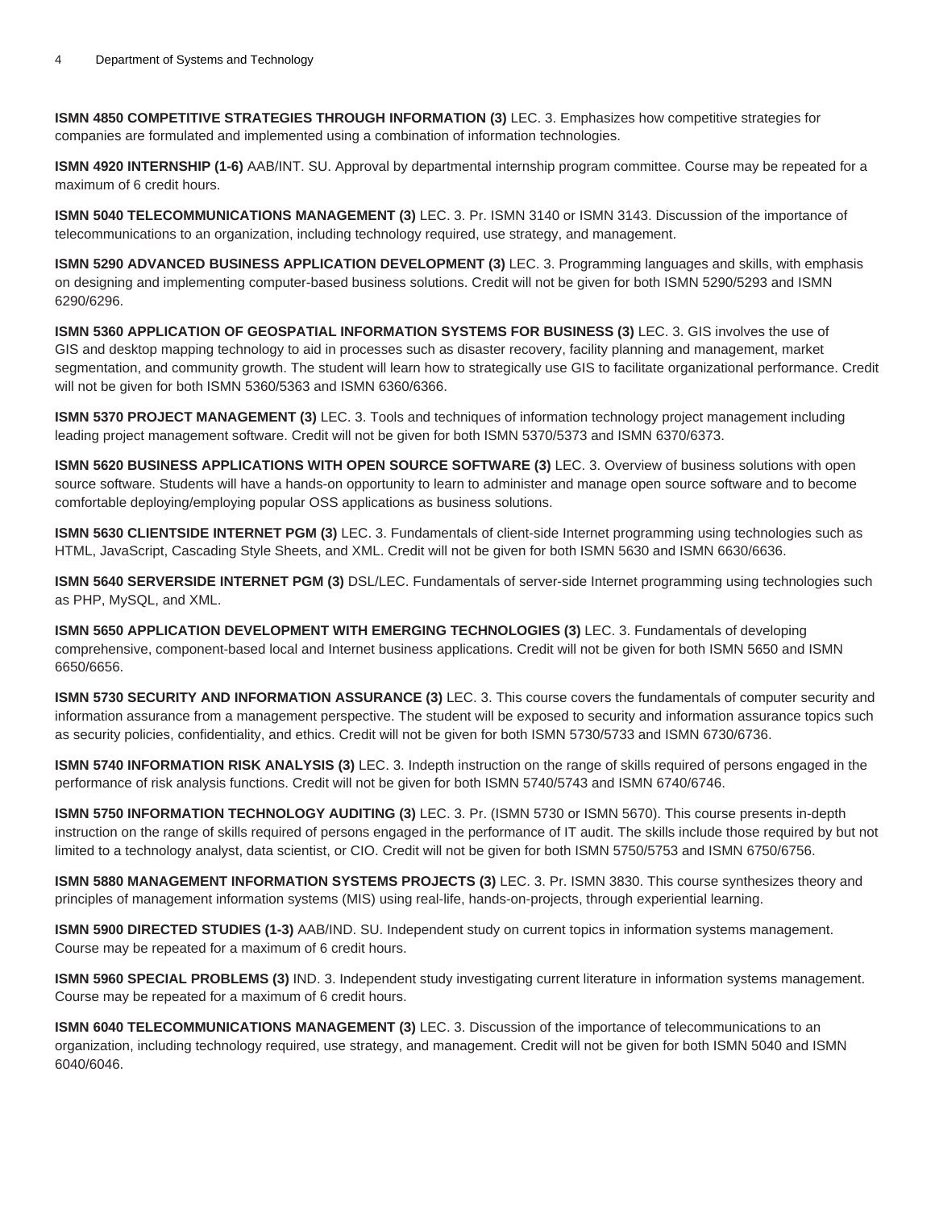**ISMN 4850 COMPETITIVE STRATEGIES THROUGH INFORMATION (3)** LEC. 3. Emphasizes how competitive strategies for companies are formulated and implemented using a combination of information technologies.

**ISMN 4920 INTERNSHIP (1-6)** AAB/INT. SU. Approval by departmental internship program committee. Course may be repeated for a maximum of 6 credit hours.

**ISMN 5040 TELECOMMUNICATIONS MANAGEMENT (3)** LEC. 3. Pr. ISMN 3140 or ISMN 3143. Discussion of the importance of telecommunications to an organization, including technology required, use strategy, and management.

**ISMN 5290 ADVANCED BUSINESS APPLICATION DEVELOPMENT (3)** LEC. 3. Programming languages and skills, with emphasis on designing and implementing computer-based business solutions. Credit will not be given for both ISMN 5290/5293 and ISMN 6290/6296.

**ISMN 5360 APPLICATION OF GEOSPATIAL INFORMATION SYSTEMS FOR BUSINESS (3)** LEC. 3. GIS involves the use of GIS and desktop mapping technology to aid in processes such as disaster recovery, facility planning and management, market segmentation, and community growth. The student will learn how to strategically use GIS to facilitate organizational performance. Credit will not be given for both ISMN 5360/5363 and ISMN 6360/6366.

**ISMN 5370 PROJECT MANAGEMENT (3)** LEC. 3. Tools and techniques of information technology project management including leading project management software. Credit will not be given for both ISMN 5370/5373 and ISMN 6370/6373.

**ISMN 5620 BUSINESS APPLICATIONS WITH OPEN SOURCE SOFTWARE (3)** LEC. 3. Overview of business solutions with open source software. Students will have a hands-on opportunity to learn to administer and manage open source software and to become comfortable deploying/employing popular OSS applications as business solutions.

**ISMN 5630 CLIENTSIDE INTERNET PGM (3)** LEC. 3. Fundamentals of client-side Internet programming using technologies such as HTML, JavaScript, Cascading Style Sheets, and XML. Credit will not be given for both ISMN 5630 and ISMN 6630/6636.

**ISMN 5640 SERVERSIDE INTERNET PGM (3)** DSL/LEC. Fundamentals of server-side Internet programming using technologies such as PHP, MySQL, and XML.

**ISMN 5650 APPLICATION DEVELOPMENT WITH EMERGING TECHNOLOGIES (3)** LEC. 3. Fundamentals of developing comprehensive, component-based local and Internet business applications. Credit will not be given for both ISMN 5650 and ISMN 6650/6656.

**ISMN 5730 SECURITY AND INFORMATION ASSURANCE (3)** LEC. 3. This course covers the fundamentals of computer security and information assurance from a management perspective. The student will be exposed to security and information assurance topics such as security policies, confidentiality, and ethics. Credit will not be given for both ISMN 5730/5733 and ISMN 6730/6736.

**ISMN 5740 INFORMATION RISK ANALYSIS (3)** LEC. 3. Indepth instruction on the range of skills required of persons engaged in the performance of risk analysis functions. Credit will not be given for both ISMN 5740/5743 and ISMN 6740/6746.

**ISMN 5750 INFORMATION TECHNOLOGY AUDITING (3)** LEC. 3. Pr. (ISMN 5730 or ISMN 5670). This course presents in-depth instruction on the range of skills required of persons engaged in the performance of IT audit. The skills include those required by but not limited to a technology analyst, data scientist, or CIO. Credit will not be given for both ISMN 5750/5753 and ISMN 6750/6756.

**ISMN 5880 MANAGEMENT INFORMATION SYSTEMS PROJECTS (3)** LEC. 3. Pr. ISMN 3830. This course synthesizes theory and principles of management information systems (MIS) using real-life, hands-on-projects, through experiential learning.

**ISMN 5900 DIRECTED STUDIES (1-3)** AAB/IND. SU. Independent study on current topics in information systems management. Course may be repeated for a maximum of 6 credit hours.

**ISMN 5960 SPECIAL PROBLEMS (3)** IND. 3. Independent study investigating current literature in information systems management. Course may be repeated for a maximum of 6 credit hours.

**ISMN 6040 TELECOMMUNICATIONS MANAGEMENT (3)** LEC. 3. Discussion of the importance of telecommunications to an organization, including technology required, use strategy, and management. Credit will not be given for both ISMN 5040 and ISMN 6040/6046.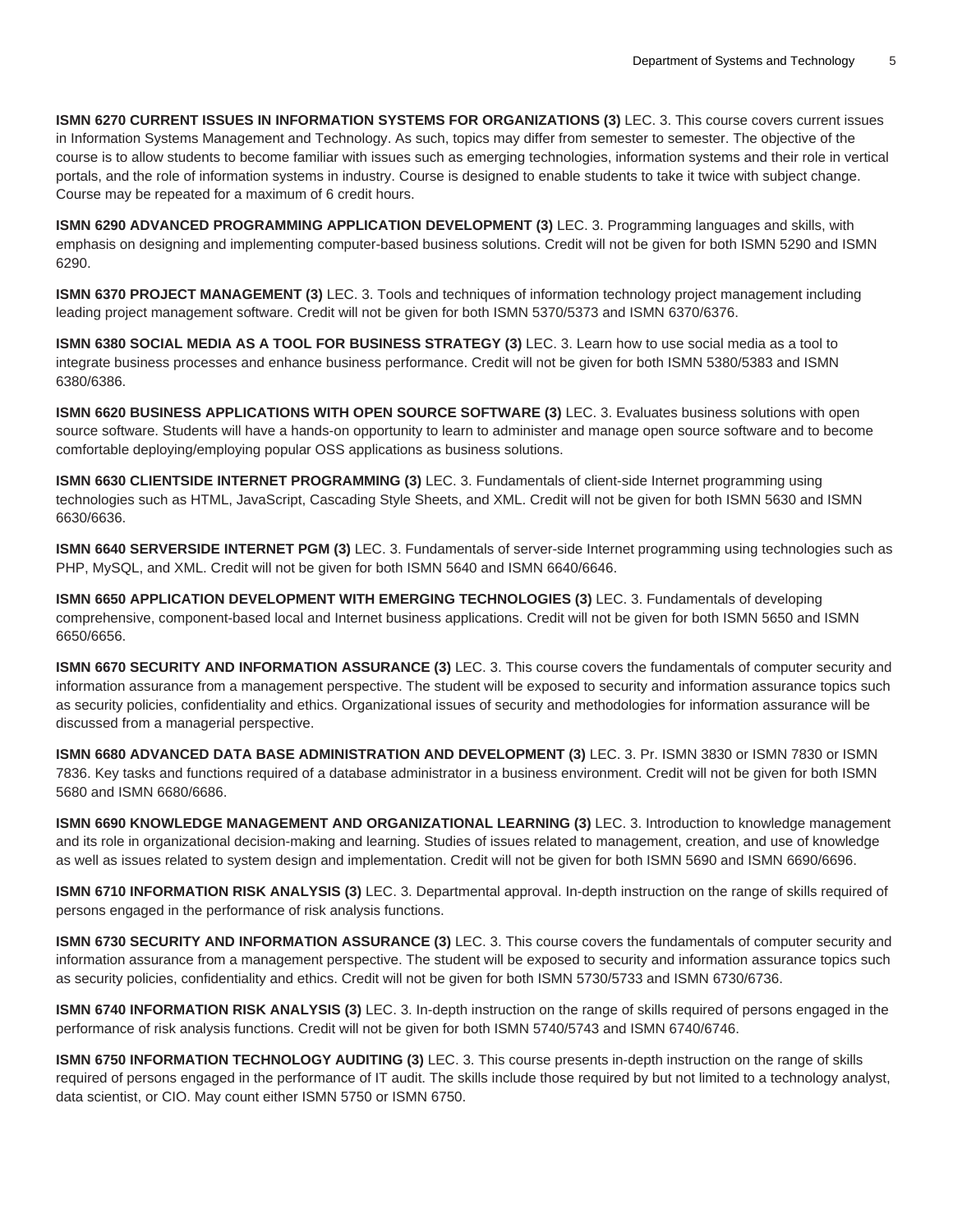**ISMN 6270 CURRENT ISSUES IN INFORMATION SYSTEMS FOR ORGANIZATIONS (3)** LEC. 3. This course covers current issues in Information Systems Management and Technology. As such, topics may differ from semester to semester. The objective of the course is to allow students to become familiar with issues such as emerging technologies, information systems and their role in vertical portals, and the role of information systems in industry. Course is designed to enable students to take it twice with subject change. Course may be repeated for a maximum of 6 credit hours.

**ISMN 6290 ADVANCED PROGRAMMING APPLICATION DEVELOPMENT (3)** LEC. 3. Programming languages and skills, with emphasis on designing and implementing computer-based business solutions. Credit will not be given for both ISMN 5290 and ISMN 6290.

**ISMN 6370 PROJECT MANAGEMENT (3)** LEC. 3. Tools and techniques of information technology project management including leading project management software. Credit will not be given for both ISMN 5370/5373 and ISMN 6370/6376.

**ISMN 6380 SOCIAL MEDIA AS A TOOL FOR BUSINESS STRATEGY (3)** LEC. 3. Learn how to use social media as a tool to integrate business processes and enhance business performance. Credit will not be given for both ISMN 5380/5383 and ISMN 6380/6386.

**ISMN 6620 BUSINESS APPLICATIONS WITH OPEN SOURCE SOFTWARE (3)** LEC. 3. Evaluates business solutions with open source software. Students will have a hands-on opportunity to learn to administer and manage open source software and to become comfortable deploying/employing popular OSS applications as business solutions.

**ISMN 6630 CLIENTSIDE INTERNET PROGRAMMING (3)** LEC. 3. Fundamentals of client-side Internet programming using technologies such as HTML, JavaScript, Cascading Style Sheets, and XML. Credit will not be given for both ISMN 5630 and ISMN 6630/6636.

**ISMN 6640 SERVERSIDE INTERNET PGM (3)** LEC. 3. Fundamentals of server-side Internet programming using technologies such as PHP, MySQL, and XML. Credit will not be given for both ISMN 5640 and ISMN 6640/6646.

**ISMN 6650 APPLICATION DEVELOPMENT WITH EMERGING TECHNOLOGIES (3)** LEC. 3. Fundamentals of developing comprehensive, component-based local and Internet business applications. Credit will not be given for both ISMN 5650 and ISMN 6650/6656.

**ISMN 6670 SECURITY AND INFORMATION ASSURANCE (3)** LEC. 3. This course covers the fundamentals of computer security and information assurance from a management perspective. The student will be exposed to security and information assurance topics such as security policies, confidentiality and ethics. Organizational issues of security and methodologies for information assurance will be discussed from a managerial perspective.

**ISMN 6680 ADVANCED DATA BASE ADMINISTRATION AND DEVELOPMENT (3)** LEC. 3. Pr. ISMN 3830 or ISMN 7830 or ISMN 7836. Key tasks and functions required of a database administrator in a business environment. Credit will not be given for both ISMN 5680 and ISMN 6680/6686.

**ISMN 6690 KNOWLEDGE MANAGEMENT AND ORGANIZATIONAL LEARNING (3)** LEC. 3. Introduction to knowledge management and its role in organizational decision-making and learning. Studies of issues related to management, creation, and use of knowledge as well as issues related to system design and implementation. Credit will not be given for both ISMN 5690 and ISMN 6690/6696.

**ISMN 6710 INFORMATION RISK ANALYSIS (3)** LEC. 3. Departmental approval. In-depth instruction on the range of skills required of persons engaged in the performance of risk analysis functions.

**ISMN 6730 SECURITY AND INFORMATION ASSURANCE (3)** LEC. 3. This course covers the fundamentals of computer security and information assurance from a management perspective. The student will be exposed to security and information assurance topics such as security policies, confidentiality and ethics. Credit will not be given for both ISMN 5730/5733 and ISMN 6730/6736.

**ISMN 6740 INFORMATION RISK ANALYSIS (3)** LEC. 3. In-depth instruction on the range of skills required of persons engaged in the performance of risk analysis functions. Credit will not be given for both ISMN 5740/5743 and ISMN 6740/6746.

**ISMN 6750 INFORMATION TECHNOLOGY AUDITING (3)** LEC. 3. This course presents in-depth instruction on the range of skills required of persons engaged in the performance of IT audit. The skills include those required by but not limited to a technology analyst, data scientist, or CIO. May count either ISMN 5750 or ISMN 6750.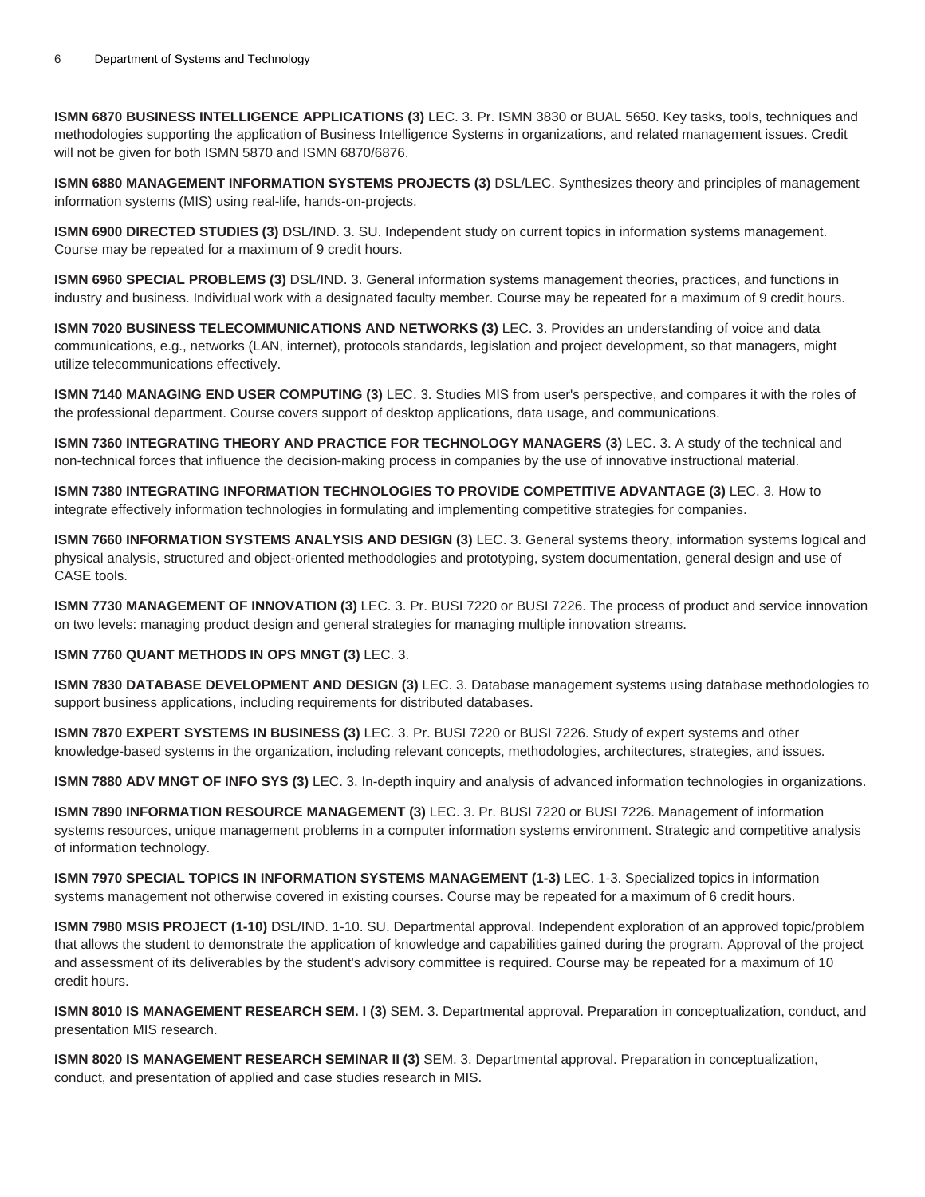**ISMN 6870 BUSINESS INTELLIGENCE APPLICATIONS (3)** LEC. 3. Pr. ISMN 3830 or BUAL 5650. Key tasks, tools, techniques and methodologies supporting the application of Business Intelligence Systems in organizations, and related management issues. Credit will not be given for both ISMN 5870 and ISMN 6870/6876.

**ISMN 6880 MANAGEMENT INFORMATION SYSTEMS PROJECTS (3)** DSL/LEC. Synthesizes theory and principles of management information systems (MIS) using real-life, hands-on-projects.

**ISMN 6900 DIRECTED STUDIES (3)** DSL/IND. 3. SU. Independent study on current topics in information systems management. Course may be repeated for a maximum of 9 credit hours.

**ISMN 6960 SPECIAL PROBLEMS (3)** DSL/IND. 3. General information systems management theories, practices, and functions in industry and business. Individual work with a designated faculty member. Course may be repeated for a maximum of 9 credit hours.

**ISMN 7020 BUSINESS TELECOMMUNICATIONS AND NETWORKS (3)** LEC. 3. Provides an understanding of voice and data communications, e.g., networks (LAN, internet), protocols standards, legislation and project development, so that managers, might utilize telecommunications effectively.

**ISMN 7140 MANAGING END USER COMPUTING (3)** LEC. 3. Studies MIS from user's perspective, and compares it with the roles of the professional department. Course covers support of desktop applications, data usage, and communications.

**ISMN 7360 INTEGRATING THEORY AND PRACTICE FOR TECHNOLOGY MANAGERS (3)** LEC. 3. A study of the technical and non-technical forces that influence the decision-making process in companies by the use of innovative instructional material.

**ISMN 7380 INTEGRATING INFORMATION TECHNOLOGIES TO PROVIDE COMPETITIVE ADVANTAGE (3)** LEC. 3. How to integrate effectively information technologies in formulating and implementing competitive strategies for companies.

**ISMN 7660 INFORMATION SYSTEMS ANALYSIS AND DESIGN (3)** LEC. 3. General systems theory, information systems logical and physical analysis, structured and object-oriented methodologies and prototyping, system documentation, general design and use of CASE tools.

**ISMN 7730 MANAGEMENT OF INNOVATION (3)** LEC. 3. Pr. BUSI 7220 or BUSI 7226. The process of product and service innovation on two levels: managing product design and general strategies for managing multiple innovation streams.

**ISMN 7760 QUANT METHODS IN OPS MNGT (3)** LEC. 3.

**ISMN 7830 DATABASE DEVELOPMENT AND DESIGN (3)** LEC. 3. Database management systems using database methodologies to support business applications, including requirements for distributed databases.

**ISMN 7870 EXPERT SYSTEMS IN BUSINESS (3)** LEC. 3. Pr. BUSI 7220 or BUSI 7226. Study of expert systems and other knowledge-based systems in the organization, including relevant concepts, methodologies, architectures, strategies, and issues.

**ISMN 7880 ADV MNGT OF INFO SYS (3)** LEC. 3. In-depth inquiry and analysis of advanced information technologies in organizations.

**ISMN 7890 INFORMATION RESOURCE MANAGEMENT (3)** LEC. 3. Pr. BUSI 7220 or BUSI 7226. Management of information systems resources, unique management problems in a computer information systems environment. Strategic and competitive analysis of information technology.

**ISMN 7970 SPECIAL TOPICS IN INFORMATION SYSTEMS MANAGEMENT (1-3)** LEC. 1-3. Specialized topics in information systems management not otherwise covered in existing courses. Course may be repeated for a maximum of 6 credit hours.

**ISMN 7980 MSIS PROJECT (1-10)** DSL/IND. 1-10. SU. Departmental approval. Independent exploration of an approved topic/problem that allows the student to demonstrate the application of knowledge and capabilities gained during the program. Approval of the project and assessment of its deliverables by the student's advisory committee is required. Course may be repeated for a maximum of 10 credit hours.

**ISMN 8010 IS MANAGEMENT RESEARCH SEM. I (3)** SEM. 3. Departmental approval. Preparation in conceptualization, conduct, and presentation MIS research.

**ISMN 8020 IS MANAGEMENT RESEARCH SEMINAR II (3)** SEM. 3. Departmental approval. Preparation in conceptualization, conduct, and presentation of applied and case studies research in MIS.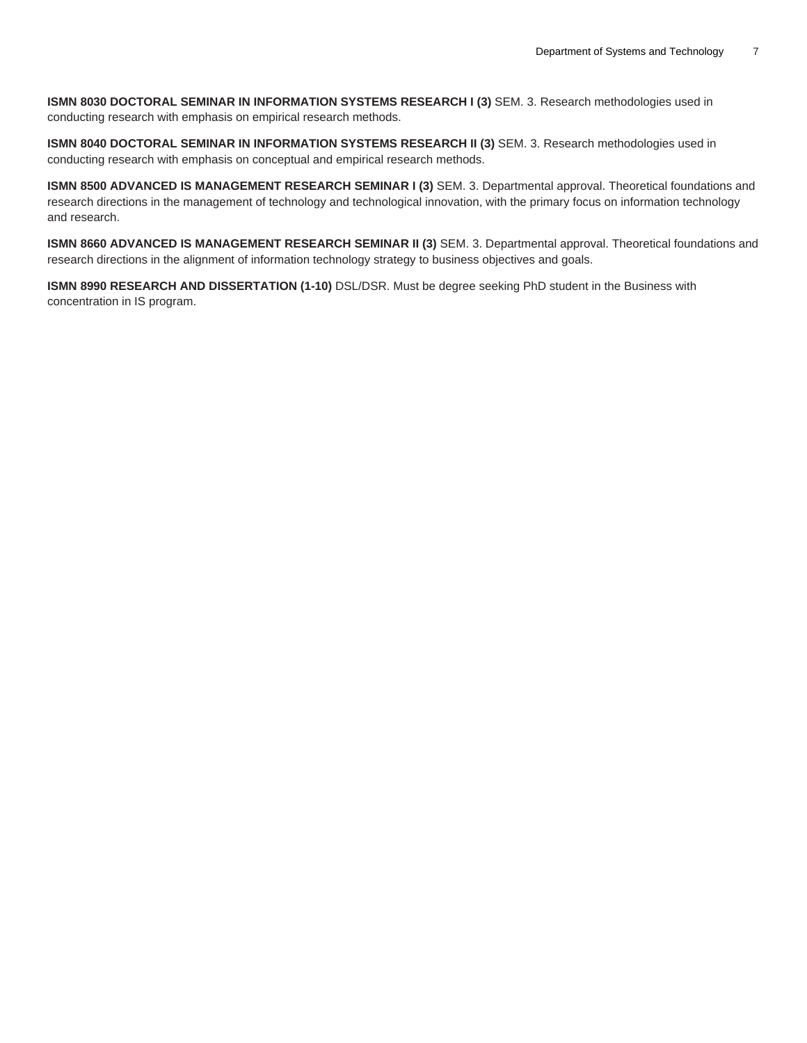**ISMN 8030 DOCTORAL SEMINAR IN INFORMATION SYSTEMS RESEARCH I (3)** SEM. 3. Research methodologies used in conducting research with emphasis on empirical research methods.

**ISMN 8040 DOCTORAL SEMINAR IN INFORMATION SYSTEMS RESEARCH II (3)** SEM. 3. Research methodologies used in conducting research with emphasis on conceptual and empirical research methods.

**ISMN 8500 ADVANCED IS MANAGEMENT RESEARCH SEMINAR I (3)** SEM. 3. Departmental approval. Theoretical foundations and research directions in the management of technology and technological innovation, with the primary focus on information technology and research.

**ISMN 8660 ADVANCED IS MANAGEMENT RESEARCH SEMINAR II (3)** SEM. 3. Departmental approval. Theoretical foundations and research directions in the alignment of information technology strategy to business objectives and goals.

**ISMN 8990 RESEARCH AND DISSERTATION (1-10)** DSL/DSR. Must be degree seeking PhD student in the Business with concentration in IS program.